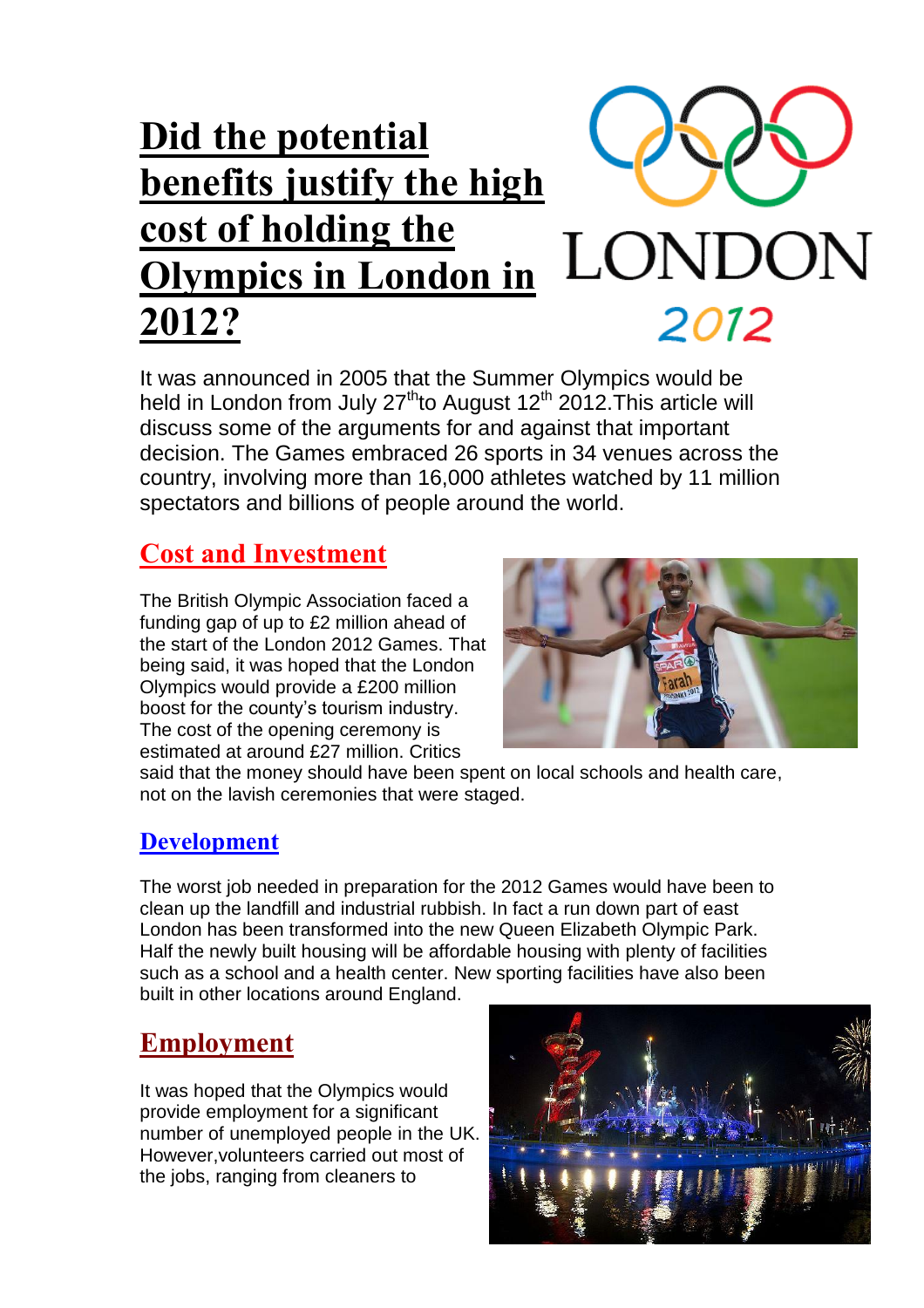# Did the potential benefits justify the high cost of holding the Olympics in London in 2012?

It was announced in 2005 that the Summer Olympics would be held in London from July 27th to August 12th 2012.This article will discuss some of the arguments for and against that important decision. The Games embraced 26 sports in 34 venues across the country, involving more than 16,000 athletes watched by 11 million spectators and billions of people around the world.

## Cost and Investment

The British Olympic Association faced a funding gap of up to £2 million ahead of the start of the London 2012 Games. That being said, it was hoped that the London Olympics would provide a £200 million boost for the county's tourism industry. The cost of the opening ceremony is estimated at around £27 million. Critics said that the money should have been spent on local schools and health care, not on the lavish ceremonies that were staged.

## Development

The worst job needed in preparation for the 2012 Games would have been to clean up the landfill and industrial rubbish. In fact a run down part of east London has been transformed into the new Queen Elizabeth Olympic Park. Half the newly built housing will be affordable housing with plenty of facilities such as a school and a health center. New sporting facilities have also been built in other locations around England.

## Employment

It was hoped that the Olympics would provide employment for a significant number of unemployed people in the UK. However,volunteers carried out most of the jobs, ranging from cleaners to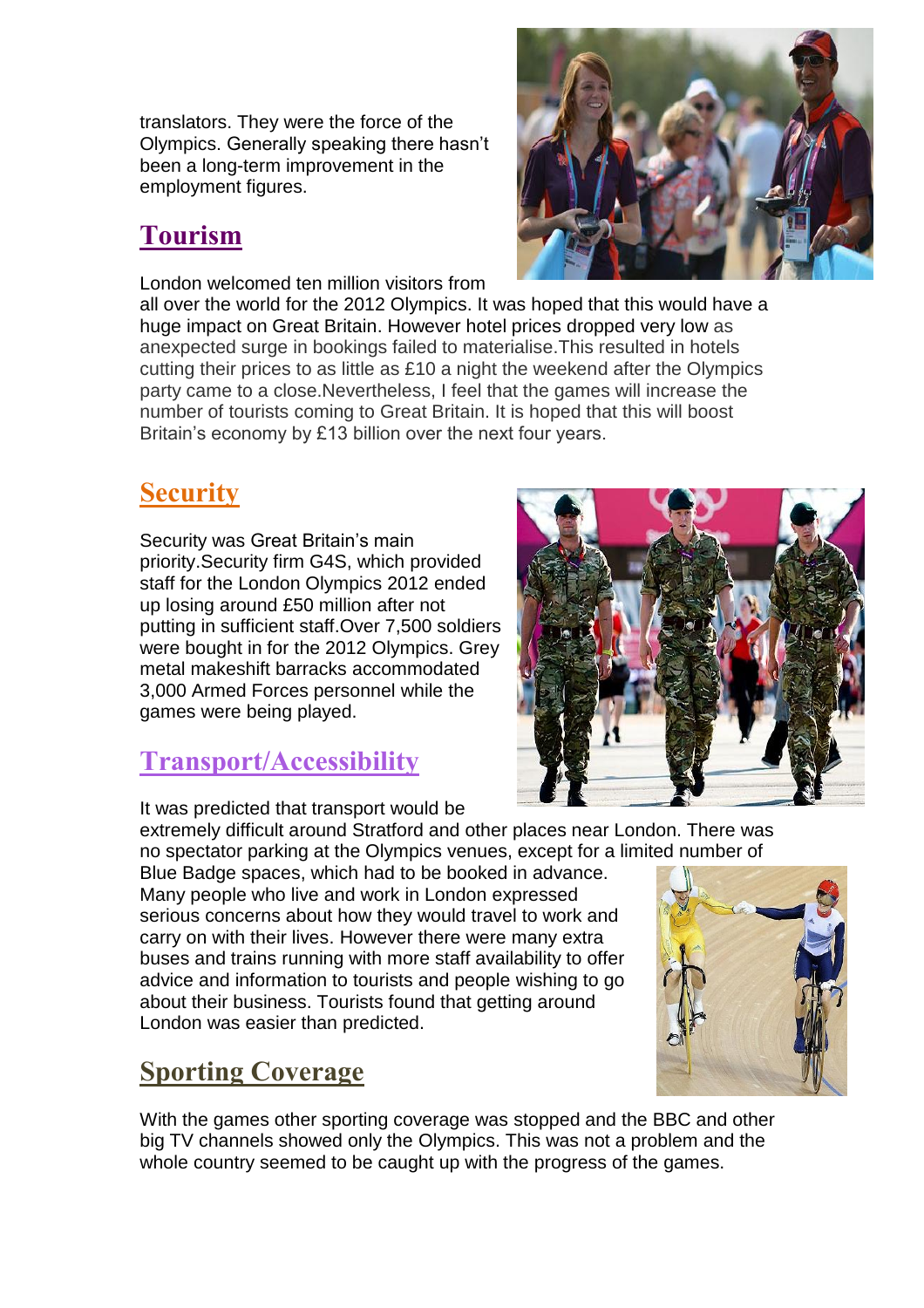translators. They were the force of the Olympics. Generally speaking there hasn't been a long-term improvement in the employment figures.

## Tourism

London welcomed ten million visitors from all over the world for the 2012 Olympics. It was hoped that this would have a huge impact on Great Britain. However hotel prices dropped very low as anexpected surge in bookings failed to materialise.This resulted in hotels cutting their prices to as little as £10 a night the weekend after the Olympics party came to a close.Nevertheless, I feel that the games will increase the number of tourists coming to Great Britain. It is hoped that this will boost Britain's economy by £13 billion over the next four years.

## Security

Security was Great Britain's main priority.Security firm G4S, which provided staff for the London Olympics 2012 ended up losing around £50 million after not putting in sufficient staff.Over 7,500 soldiers were bought in for the 2012 Olympics. Grey metal makeshift barracks accommodated 3,000 Armed Forces personnel while the games were being played.

## Transport/Accessibility

It was predicted that transport would be extremely difficult around Stratford and other places near London. There was no spectator parking at the Olympics venues, except for a limited number of Blue Badge spaces, which had to be booked in advance. Many people who live and work in London expressed serious concerns about how they would travel to work and carry on with their lives. However there were many extra buses and trains running with more staff availability to offer advice and information to tourists and people wishing to go about their business. Tourists found that getting around London was easier than predicted.

## Sporting Coverage

With the games other sporting coverage was stopped and the BBC and other big TV channels showed only the Olympics. This was not a problem and the whole country seemed to be caught up with the progress of the games.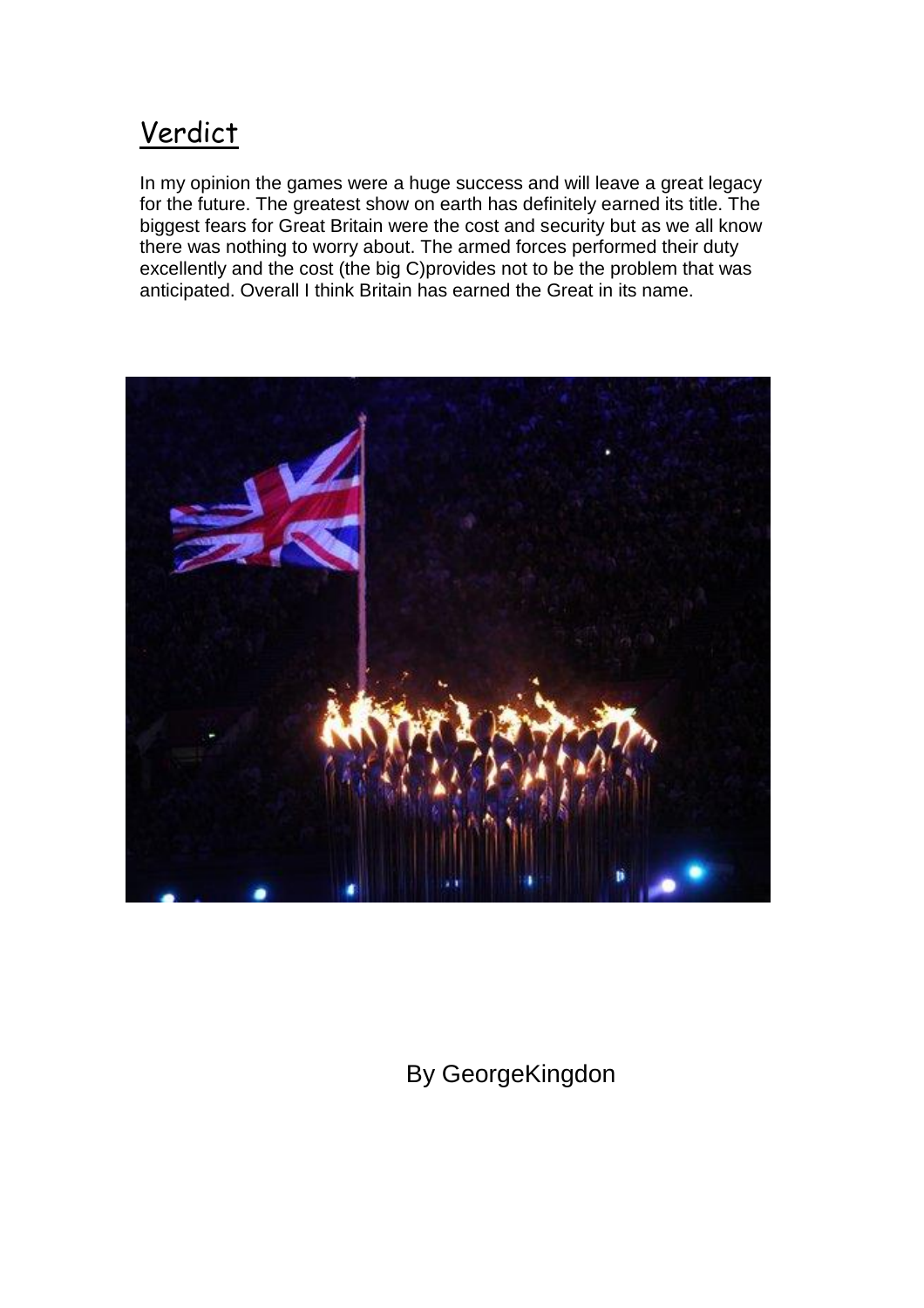## Verdict

In my opinion the games were a huge success and will leave a great legacy for the future. The greatest show on earth has definitely earned its title. The biggest fears for Great Britain were the cost and security but as we all know there was nothing to worry about. The armed forces performed their duty excellently and the cost (the big C)provides not to be the problem that was anticipated. Overall I think Britain has earned the Great in its name.

By GeorgeKingdon